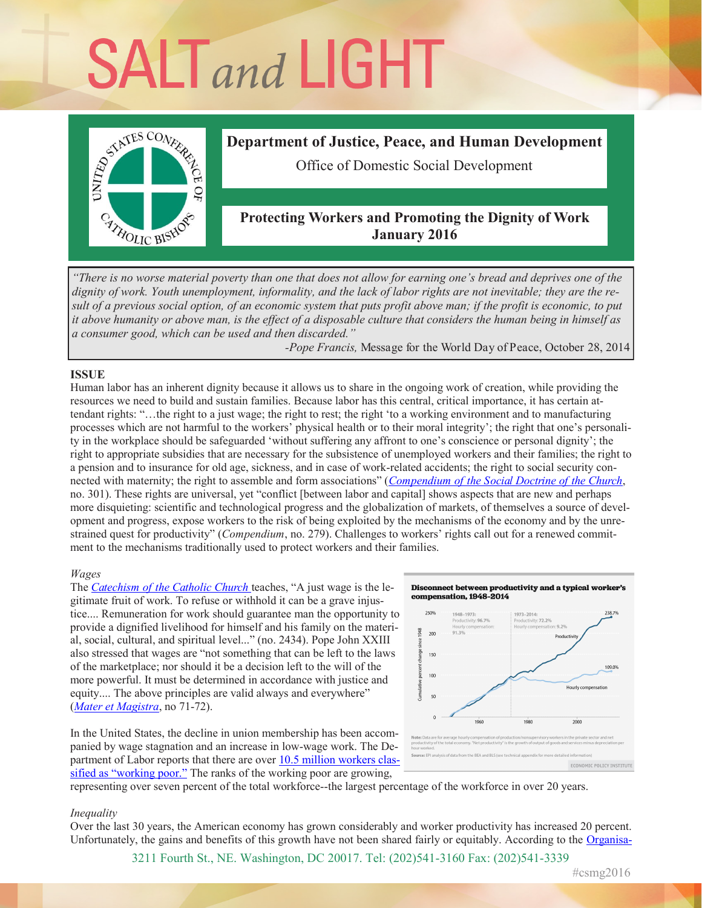# SALT *and* LIGHT

**Department of Justice, Peace, and Human Development**

Office of Domestic Social Development

**Protecting Workers and Promoting the Dignity of Work**
**January 2016**

> *"There is no worse material poverty than one that does not allow for earning one's bread and deprives one of the dignity of work. Youth unemployment, informality, and the lack of labor rights are not inevitable; they are the result of a previous social option, of an economic system that puts profit above man; if the profit is economic, to put it above humanity or above man, is the effect of a disposable culture that considers the human being in himself as a consumer good, which can be used and then discarded."*
>
> -*Pope Francis,* Message for the World Day of Peace, October 28, 2014

**ISSUE**

Human labor has an inherent dignity because it allows us to share in the ongoing work of creation, while providing the resources we need to build and sustain families. Because labor has this central, critical importance, it has certain attendant rights: "…the right to a just wage; the right to rest; the right 'to a working environment and to manufacturing processes which are not harmful to the workers' physical health or to their moral integrity'; the right that one's personality in the workplace should be safeguarded 'without suffering any affront to one's conscience or personal dignity'; the right to appropriate subsidies that are necessary for the subsistence of unemployed workers and their families; the right to a pension and to insurance for old age, sickness, and in case of work-related accidents; the right to social security connected with maternity; the right to assemble and form associations" (*Compendium of the Social Doctrine of the Church*, no. 301). These rights are universal, yet "conflict [between labor and capital] shows aspects that are new and perhaps more disquieting: scientific and technological progress and the globalization of markets, of themselves a source of development and progress, expose workers to the risk of being exploited by the mechanisms of the economy and by the unrestrained quest for productivity" (*Compendium*, no. 279). Challenges to workers' rights call out for a renewed commitment to the mechanisms traditionally used to protect workers and their families.

*Wages*

The *Catechism of the Catholic Church* teaches, "A just wage is the legitimate fruit of work. To refuse or withhold it can be a grave injustice.... Remuneration for work should guarantee man the opportunity to provide a dignified livelihood for himself and his family on the material, social, cultural, and spiritual level..." (no. 2434). Pope John XXIII also stressed that wages are "not something that can be left to the laws of the marketplace; nor should it be a decision left to the will of the more powerful. It must be determined in accordance with justice and equity.... The above principles are valid always and everywhere" (*Mater et Magistra*, no 71-72).

**Disconnect between productivity and a typical worker's compensation, 1948-2014**

1948–1973: Productivity: 96.7%, Hourly compensation: 91.3%
1973–2014: Productivity: 72.2%, Hourly compensation: 9.2%

Productivity: 238.7% — Hourly compensation: 109.0%

Note: Data are for average hourly compensation of production/nonsupervisory workers in the private sector and net productivity of the total economy. "Net productivity" is the growth of output of goods and services minus depreciation per hour worked.
Source: EPI analysis of data from the BEA and BLS (see technical appendix for more detailed information)
ECONOMIC POLICY INSTITUTE

In the United States, the decline in union membership has been accompanied by wage stagnation and an increase in low-wage work. The Department of Labor reports that there are over 10.5 million workers classified as "working poor." The ranks of the working poor are growing, representing over seven percent of the total workforce--the largest percentage of the workforce in over 20 years.

*Inequality*

Over the last 30 years, the American economy has grown considerably and worker productivity has increased 20 percent. Unfortunately, the gains and benefits of this growth have not been shared fairly or equitably. According to the Organisa-

3211 Fourth St., NE. Washington, DC 20017. Tel: (202)541-3160 Fax: (202)541-3339

#csmg2016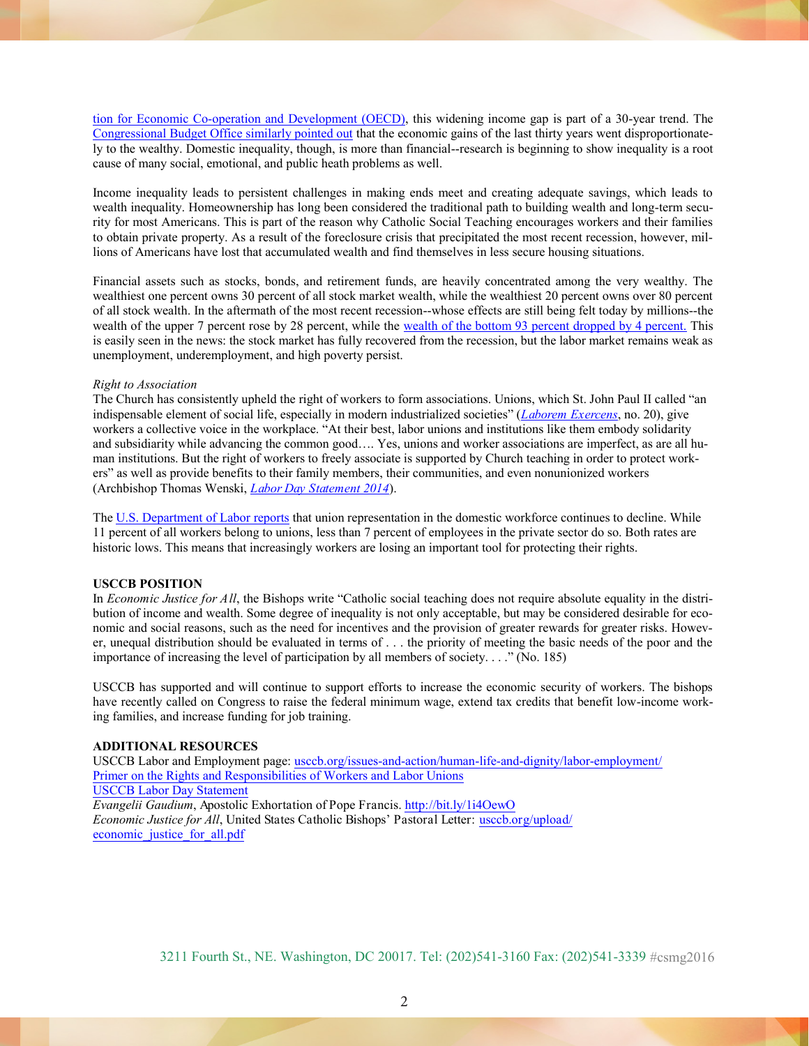tion for Economic Co-operation and Development (OECD), this widening income gap is part of a 30-year trend. The Congressional Budget Office similarly pointed out that the economic gains of the last thirty years went disproportionately to the wealthy. Domestic inequality, though, is more than financial--research is beginning to show inequality is a root cause of many social, emotional, and public heath problems as well.

Income inequality leads to persistent challenges in making ends meet and creating adequate savings, which leads to wealth inequality. Homeownership has long been considered the traditional path to building wealth and long-term security for most Americans. This is part of the reason why Catholic Social Teaching encourages workers and their families to obtain private property. As a result of the foreclosure crisis that precipitated the most recent recession, however, millions of Americans have lost that accumulated wealth and find themselves in less secure housing situations.

Financial assets such as stocks, bonds, and retirement funds, are heavily concentrated among the very wealthy. The wealthiest one percent owns 30 percent of all stock market wealth, while the wealthiest 20 percent owns over 80 percent of all stock wealth. In the aftermath of the most recent recession--whose effects are still being felt today by millions--the wealth of the upper 7 percent rose by 28 percent, while the wealth of the bottom 93 percent dropped by 4 percent. This is easily seen in the news: the stock market has fully recovered from the recession, but the labor market remains weak as unemployment, underemployment, and high poverty persist.

*Right to Association*

The Church has consistently upheld the right of workers to form associations. Unions, which St. John Paul II called "an indispensable element of social life, especially in modern industrialized societies" (*Laborem Exercens*, no. 20), give workers a collective voice in the workplace. "At their best, labor unions and institutions like them embody solidarity and subsidiarity while advancing the common good…. Yes, unions and worker associations are imperfect, as are all human institutions. But the right of workers to freely associate is supported by Church teaching in order to protect workers" as well as provide benefits to their family members, their communities, and even nonunionized workers (Archbishop Thomas Wenski, *Labor Day Statement 2014*).

The U.S. Department of Labor reports that union representation in the domestic workforce continues to decline. While 11 percent of all workers belong to unions, less than 7 percent of employees in the private sector do so. Both rates are historic lows. This means that increasingly workers are losing an important tool for protecting their rights.

**USCCB POSITION**

In *Economic Justice for All*, the Bishops write "Catholic social teaching does not require absolute equality in the distribution of income and wealth. Some degree of inequality is not only acceptable, but may be considered desirable for economic and social reasons, such as the need for incentives and the provision of greater rewards for greater risks. However, unequal distribution should be evaluated in terms of . . . the priority of meeting the basic needs of the poor and the importance of increasing the level of participation by all members of society. . . ." (No. 185)

USCCB has supported and will continue to support efforts to increase the economic security of workers. The bishops have recently called on Congress to raise the federal minimum wage, extend tax credits that benefit low-income working families, and increase funding for job training.

**ADDITIONAL RESOURCES**

USCCB Labor and Employment page: usccb.org/issues-and-action/human-life-and-dignity/labor-employment/
Primer on the Rights and Responsibilities of Workers and Labor Unions
USCCB Labor Day Statement
*Evangelii Gaudium*, Apostolic Exhortation of Pope Francis. http://bit.ly/1i4OewO
*Economic Justice for All*, United States Catholic Bishops' Pastoral Letter: usccb.org/upload/economic_justice_for_all.pdf

3211 Fourth St., NE. Washington, DC 20017. Tel: (202)541-3160 Fax: (202)541-3339 #csmg2016